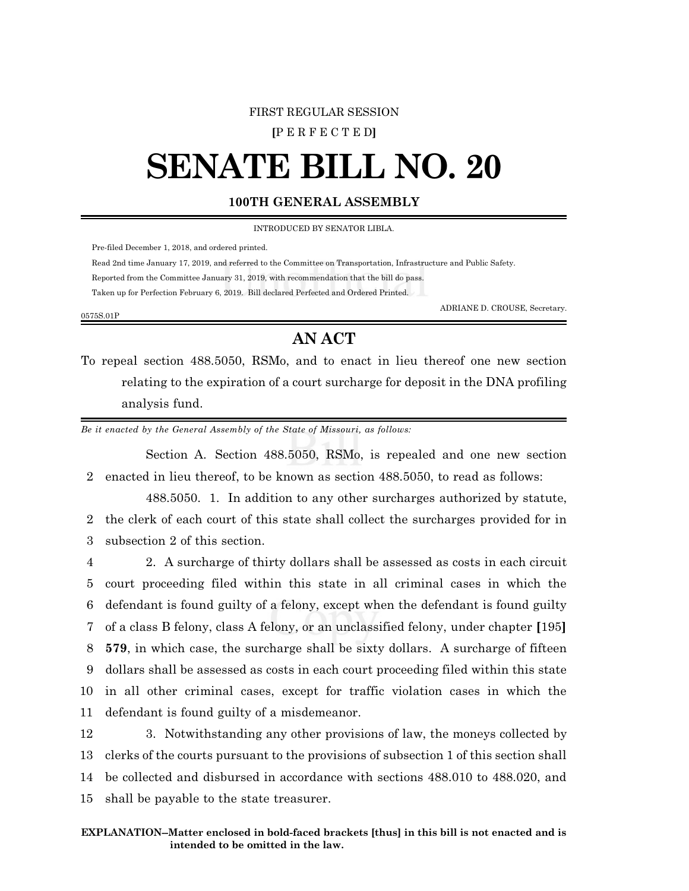FIRST REGULAR SESSION

[P E R F E C T E D]

# SENATE BILL NO. 20

## 100TH GENERAL ASSEMBLY

INTRODUCED BY SENATOR LIBLA.

Pre-filed December 1, 2018, and ordered printed.

Read 2nd time January 17, 2019, and referred to the Committee on Transportation, Infrastructure and Public Safety.

Reported from the Committee January 31, 2019, with recommendation that the bill do pass.

Taken up for Perfection February 6, 2019. Bill declared Perfected and Ordered Printed.

ADRIANE D. CROUSE, Secretary.

0575S.01P

## AN ACT

To repeal section 488.5050, RSMo, and to enact in lieu thereof one new section relating to the expiration of a court surcharge for deposit in the DNA profiling analysis fund.

*Be it enacted by the General Assembly of the State of Missouri, as follows:*

Section A. Section 488.5050, RSMo, is repealed and one new section
2 enacted in lieu thereof, to be known as section 488.5050, to read as follows:

488.5050. 1. In addition to any other surcharges authorized by statute,
2 the clerk of each court of this state shall collect the surcharges provided for in
3 subsection 2 of this section.

4 2. A surcharge of thirty dollars shall be assessed as costs in each circuit
5 court proceeding filed within this state in all criminal cases in which the
6 defendant is found guilty of a felony, except when the defendant is found guilty
7 of a class B felony, class A felony, or an unclassified felony, under chapter **[**195**]**
8 **579**, in which case, the surcharge shall be sixty dollars. A surcharge of fifteen
9 dollars shall be assessed as costs in each court proceeding filed within this state
10 in all other criminal cases, except for traffic violation cases in which the
11 defendant is found guilty of a misdemeanor.

12 3. Notwithstanding any other provisions of law, the moneys collected by
13 clerks of the courts pursuant to the provisions of subsection 1 of this section shall
14 be collected and disbursed in accordance with sections 488.010 to 488.020, and
15 shall be payable to the state treasurer.

**EXPLANATION–Matter enclosed in bold-faced brackets [thus] in this bill is not enacted and is intended to be omitted in the law.**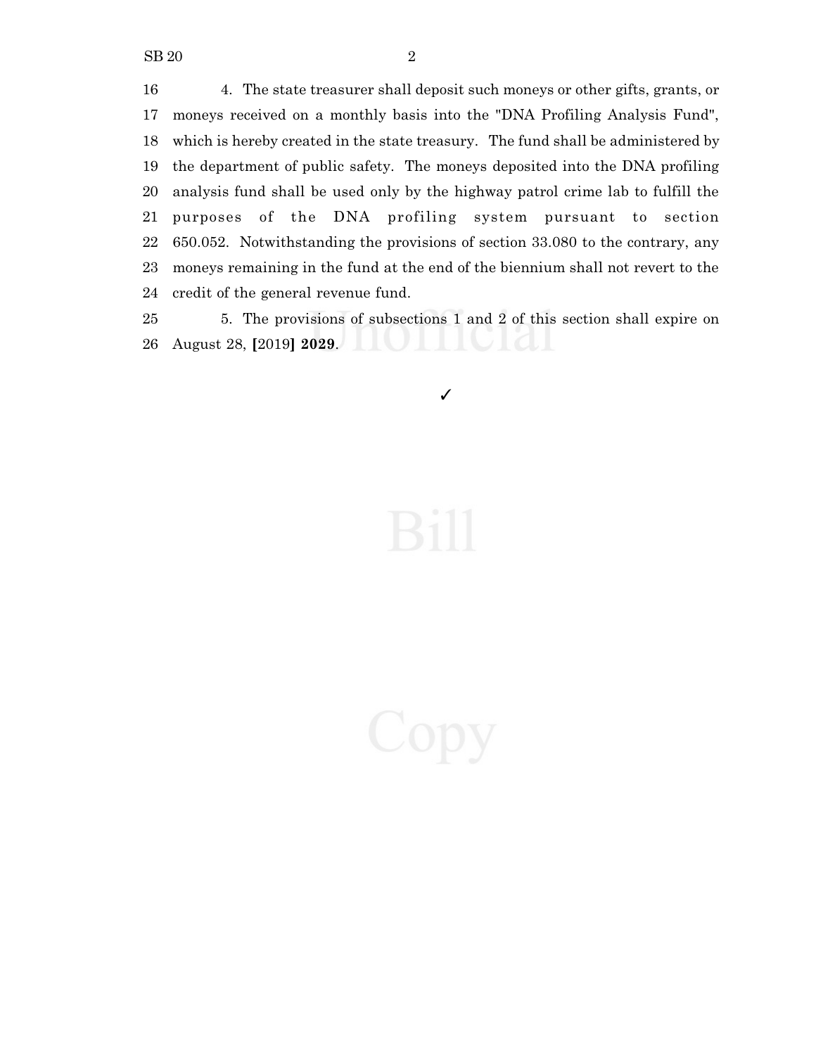4. The state treasurer shall deposit such moneys or other gifts, grants, or moneys received on a monthly basis into the "DNA Profiling Analysis Fund", which is hereby created in the state treasury. The fund shall be administered by the department of public safety. The moneys deposited into the DNA profiling analysis fund shall be used only by the highway patrol crime lab to fulfill the purposes of the DNA profiling system pursuant to section 650.052. Notwithstanding the provisions of section 33.080 to the contrary, any moneys remaining in the fund at the end of the biennium shall not revert to the credit of the general revenue fund.

5. The provisions of subsections 1 and 2 of this section shall expire on August 28, **[**2019**] 2029**.

✓